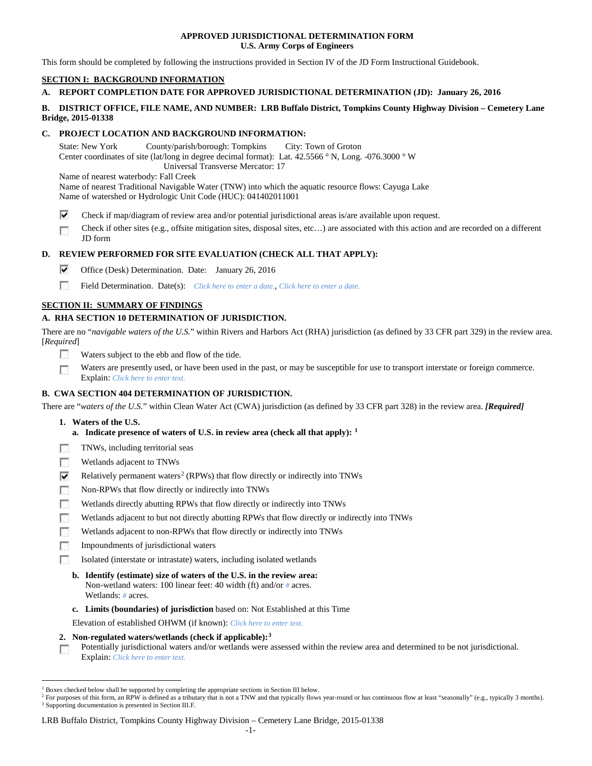**APPROVED JURISDICTIONAL DETERMINATION FORM**
**U.S. Army Corps of Engineers**

This form should be completed by following the instructions provided in Section IV of the JD Form Instructional Guidebook.

## SECTION I: BACKGROUND INFORMATION

**A. REPORT COMPLETION DATE FOR APPROVED JURISDICTIONAL DETERMINATION (JD): January 26, 2016**

**B. DISTRICT OFFICE, FILE NAME, AND NUMBER: LRB Buffalo District, Tompkins County Highway Division – Cemetery Lane Bridge, 2015-01338**

**C. PROJECT LOCATION AND BACKGROUND INFORMATION:**

State: New York County/parish/borough: Tompkins City: Town of Groton
Center coordinates of site (lat/long in degree decimal format): Lat. 42.5566 ° N, Long. -076.3000 ° W
Universal Transverse Mercator: 17
Name of nearest waterbody: Fall Creek
Name of nearest Traditional Navigable Water (TNW) into which the aquatic resource flows: Cayuga Lake
Name of watershed or Hydrologic Unit Code (HUC): 041402011001

- [x] Check if map/diagram of review area and/or potential jurisdictional areas is/are available upon request.
- [ ] Check if other sites (e.g., offsite mitigation sites, disposal sites, etc…) are associated with this action and are recorded on a different JD form

**D. REVIEW PERFORMED FOR SITE EVALUATION (CHECK ALL THAT APPLY):**

- [x] Office (Desk) Determination. Date: January 26, 2016
- [ ] Field Determination. Date(s): *Click here to enter a date.*, *Click here to enter a date.*

## SECTION II: SUMMARY OF FINDINGS

**A. RHA SECTION 10 DETERMINATION OF JURISDICTION.**

There are no "*navigable waters of the U.S.*" within Rivers and Harbors Act (RHA) jurisdiction (as defined by 33 CFR part 329) in the review area. [*Required*]

- [ ] Waters subject to the ebb and flow of the tide.
- [ ] Waters are presently used, or have been used in the past, or may be susceptible for use to transport interstate or foreign commerce. Explain: *Click here to enter text.*

**B. CWA SECTION 404 DETERMINATION OF JURISDICTION.**

There are "*waters of the U.S.*" within Clean Water Act (CWA) jurisdiction (as defined by 33 CFR part 328) in the review area. ***[Required]***

**1. Waters of the U.S.**

**a. Indicate presence of waters of U.S. in review area (check all that apply):** [1]

- [ ] TNWs, including territorial seas
- [ ] Wetlands adjacent to TNWs
- [x] Relatively permanent waters[2] (RPWs) that flow directly or indirectly into TNWs
- [ ] Non-RPWs that flow directly or indirectly into TNWs
- [ ] Wetlands directly abutting RPWs that flow directly or indirectly into TNWs
- [ ] Wetlands adjacent to but not directly abutting RPWs that flow directly or indirectly into TNWs
- [ ] Wetlands adjacent to non-RPWs that flow directly or indirectly into TNWs
- [ ] Impoundments of jurisdictional waters
- [ ] Isolated (interstate or intrastate) waters, including isolated wetlands

**b. Identify (estimate) size of waters of the U.S. in the review area:**
Non-wetland waters: 100 linear feet: 40 width (ft) and/or # acres.
Wetlands: # acres.

**c. Limits (boundaries) of jurisdiction** based on: Not Established at this Time

Elevation of established OHWM (if known): *Click here to enter text.*

**2. Non-regulated waters/wetlands (check if applicable):**[3]

- [ ] Potentially jurisdictional waters and/or wetlands were assessed within the review area and determined to be not jurisdictional. Explain: *Click here to enter text.*

---

[1] Boxes checked below shall be supported by completing the appropriate sections in Section III below.
[2] For purposes of this form, an RPW is defined as a tributary that is not a TNW and that typically flows year-round or has continuous flow at least "seasonally" (e.g., typically 3 months).
[3] Supporting documentation is presented in Section III.F.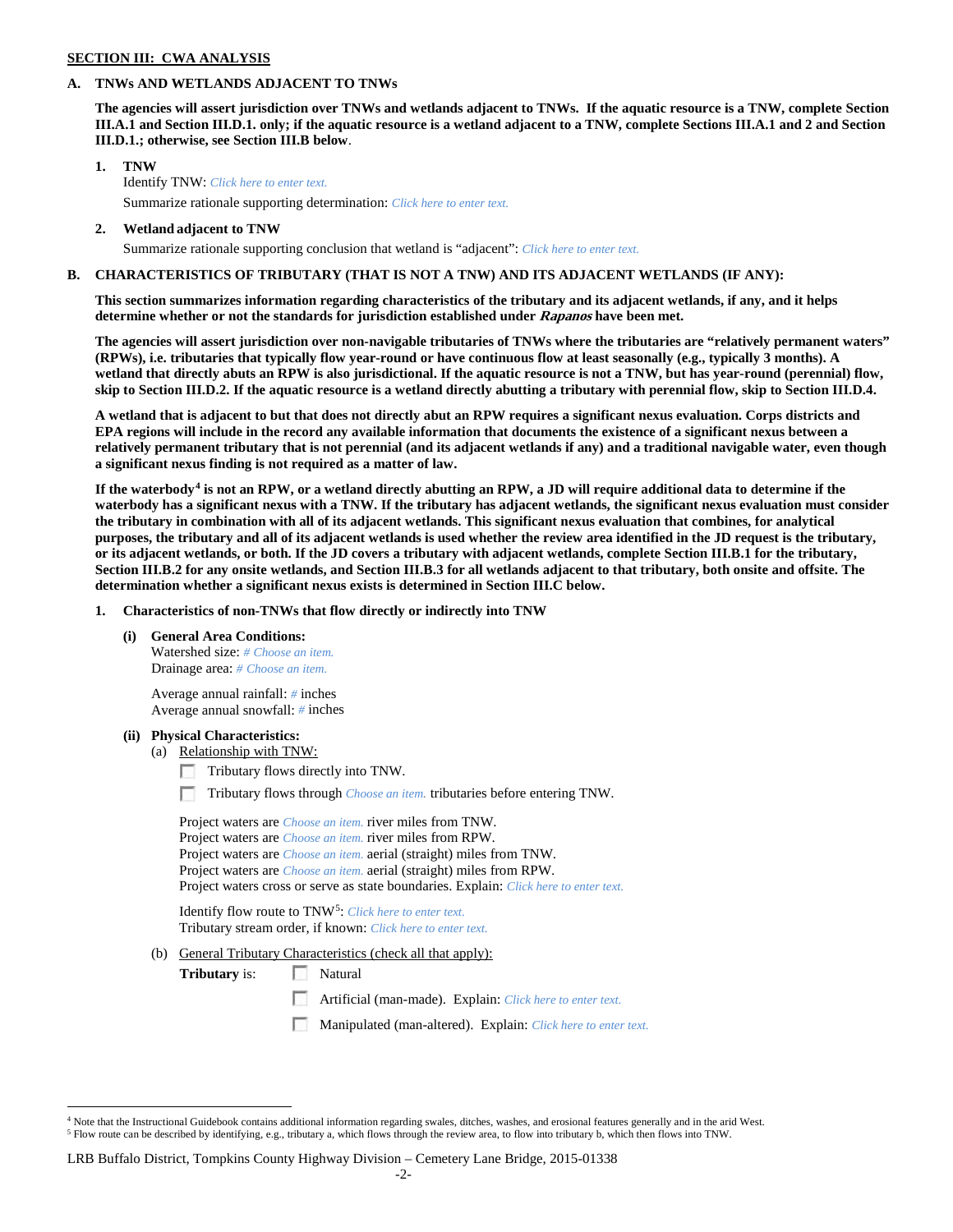**SECTION III: CWA ANALYSIS**

**A. TNWs AND WETLANDS ADJACENT TO TNWs**

**The agencies will assert jurisdiction over TNWs and wetlands adjacent to TNWs. If the aquatic resource is a TNW, complete Section III.A.1 and Section III.D.1. only; if the aquatic resource is a wetland adjacent to a TNW, complete Sections III.A.1 and 2 and Section III.D.1.; otherwise, see Section III.B below**.

1. **TNW**
   Identify TNW: *Click here to enter text.*
   Summarize rationale supporting determination: *Click here to enter text.*

2. **Wetland adjacent to TNW**
   Summarize rationale supporting conclusion that wetland is "adjacent": *Click here to enter text.*

**B. CHARACTERISTICS OF TRIBUTARY (THAT IS NOT A TNW) AND ITS ADJACENT WETLANDS (IF ANY):**

**This section summarizes information regarding characteristics of the tributary and its adjacent wetlands, if any, and it helps determine whether or not the standards for jurisdiction established under *Rapanos* have been met.**

**The agencies will assert jurisdiction over non-navigable tributaries of TNWs where the tributaries are "relatively permanent waters" (RPWs), i.e. tributaries that typically flow year-round or have continuous flow at least seasonally (e.g., typically 3 months). A wetland that directly abuts an RPW is also jurisdictional. If the aquatic resource is not a TNW, but has year-round (perennial) flow, skip to Section III.D.2. If the aquatic resource is a wetland directly abutting a tributary with perennial flow, skip to Section III.D.4.**

**A wetland that is adjacent to but that does not directly abut an RPW requires a significant nexus evaluation. Corps districts and EPA regions will include in the record any available information that documents the existence of a significant nexus between a relatively permanent tributary that is not perennial (and its adjacent wetlands if any) and a traditional navigable water, even though a significant nexus finding is not required as a matter of law.**

**If the waterbody[4] is not an RPW, or a wetland directly abutting an RPW, a JD will require additional data to determine if the waterbody has a significant nexus with a TNW. If the tributary has adjacent wetlands, the significant nexus evaluation must consider the tributary in combination with all of its adjacent wetlands. This significant nexus evaluation that combines, for analytical purposes, the tributary and all of its adjacent wetlands is used whether the review area identified in the JD request is the tributary, or its adjacent wetlands, or both. If the JD covers a tributary with adjacent wetlands, complete Section III.B.1 for the tributary, Section III.B.2 for any onsite wetlands, and Section III.B.3 for all wetlands adjacent to that tributary, both onsite and offsite. The determination whether a significant nexus exists is determined in Section III.C below.**

1. **Characteristics of non-TNWs that flow directly or indirectly into TNW**

   **(i) General Area Conditions:**
   Watershed size: *# Choose an item.*
   Drainage area: *# Choose an item.*

   Average annual rainfall: *#* inches
   Average annual snowfall: *#* inches

   **(ii) Physical Characteristics:**
   (a) Relationship with TNW:
   ☐ Tributary flows directly into TNW.
   ☐ Tributary flows through *Choose an item.* tributaries before entering TNW.

   Project waters are *Choose an item.* river miles from TNW.
   Project waters are *Choose an item.* river miles from RPW.
   Project waters are *Choose an item.* aerial (straight) miles from TNW.
   Project waters are *Choose an item.* aerial (straight) miles from RPW.
   Project waters cross or serve as state boundaries. Explain: *Click here to enter text.*

   Identify flow route to TNW[5]: *Click here to enter text.*
   Tributary stream order, if known: *Click here to enter text.*

   (b) General Tributary Characteristics (check all that apply):
   **Tributary** is: ☐ Natural
   ☐ Artificial (man-made). Explain: *Click here to enter text.*
   ☐ Manipulated (man-altered). Explain: *Click here to enter text.*

[4] Note that the Instructional Guidebook contains additional information regarding swales, ditches, washes, and erosional features generally and in the arid West.
[5] Flow route can be described by identifying, e.g., tributary a, which flows through the review area, to flow into tributary b, which then flows into TNW.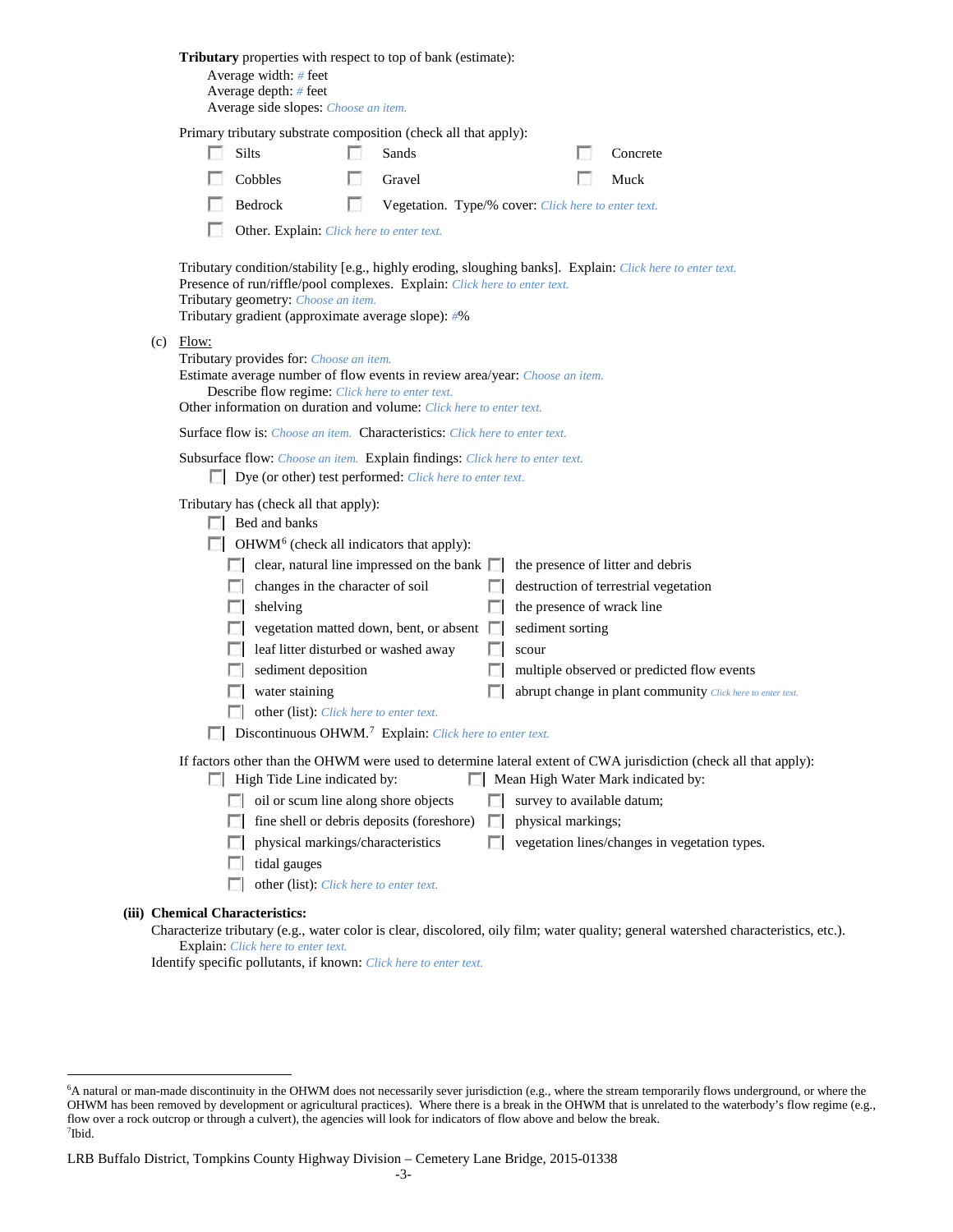**Tributary** properties with respect to top of bank (estimate):

Average width: # feet
Average depth: # feet
Average side slopes: *Choose an item.*

Primary tributary substrate composition (check all that apply):

- ☐ Silts
- ☐ Sands
- ☐ Concrete
- ☐ Cobbles
- ☐ Gravel
- ☐ Muck
- ☐ Bedrock
- ☐ Vegetation. Type/% cover: *Click here to enter text.*
- ☐ Other. Explain: *Click here to enter text.*

Tributary condition/stability [e.g., highly eroding, sloughing banks]. Explain: *Click here to enter text.*
Presence of run/riffle/pool complexes. Explain: *Click here to enter text.*
Tributary geometry: *Choose an item.*
Tributary gradient (approximate average slope): #%

(c) Flow:

Tributary provides for: *Choose an item.*
Estimate average number of flow events in review area/year: *Choose an item.*
Describe flow regime: *Click here to enter text.*
Other information on duration and volume: *Click here to enter text.*

Surface flow is: *Choose an item.* Characteristics: *Click here to enter text.*

Subsurface flow: *Choose an item.* Explain findings: *Click here to enter text.*
- ☐ Dye (or other) test performed: *Click here to enter text.*

Tributary has (check all that apply):

- ☐ Bed and banks
- ☐ OHWM[6] (check all indicators that apply):
  - ☐ clear, natural line impressed on the bank
  - ☐ the presence of litter and debris
  - ☐ changes in the character of soil
  - ☐ destruction of terrestrial vegetation
  - ☐ shelving
  - ☐ the presence of wrack line
  - ☐ vegetation matted down, bent, or absent
  - ☐ sediment sorting
  - ☐ leaf litter disturbed or washed away
  - ☐ scour
  - ☐ sediment deposition
  - ☐ multiple observed or predicted flow events
  - ☐ water staining
  - ☐ abrupt change in plant community *Click here to enter text.*
  - ☐ other (list): *Click here to enter text.*
- ☐ Discontinuous OHWM.[7] Explain: *Click here to enter text.*

If factors other than the OHWM were used to determine lateral extent of CWA jurisdiction (check all that apply):

- ☐ High Tide Line indicated by:
  - ☐ oil or scum line along shore objects
  - ☐ fine shell or debris deposits (foreshore)
  - ☐ physical markings/characteristics
  - ☐ tidal gauges
  - ☐ other (list): *Click here to enter text.*
- ☐ Mean High Water Mark indicated by:
  - ☐ survey to available datum;
  - ☐ physical markings;
  - ☐ vegetation lines/changes in vegetation types.

**(iii) Chemical Characteristics:**

Characterize tributary (e.g., water color is clear, discolored, oily film; water quality; general watershed characteristics, etc.).
Explain: *Click here to enter text.*
Identify specific pollutants, if known: *Click here to enter text.*

---

[6] A natural or man-made discontinuity in the OHWM does not necessarily sever jurisdiction (e.g., where the stream temporarily flows underground, or where the OHWM has been removed by development or agricultural practices). Where there is a break in the OHWM that is unrelated to the waterbody's flow regime (e.g., flow over a rock outcrop or through a culvert), the agencies will look for indicators of flow above and below the break.
[7] Ibid.

LRB Buffalo District, Tompkins County Highway Division – Cemetery Lane Bridge, 2015-01338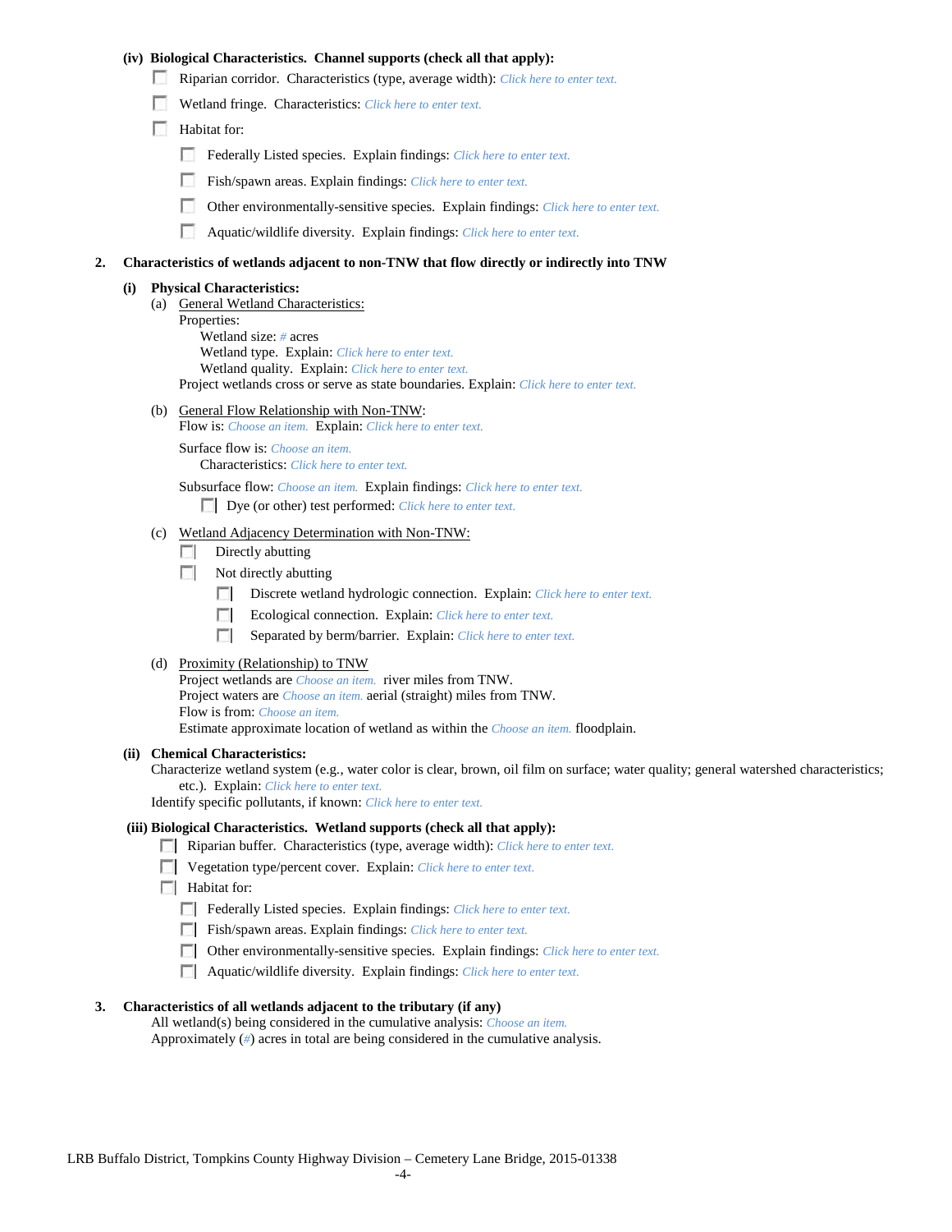**(iv) Biological Characteristics. Channel supports (check all that apply):**

- ☐ Riparian corridor. Characteristics (type, average width): *Click here to enter text.*
- ☐ Wetland fringe. Characteristics: *Click here to enter text.*
- ☐ Habitat for:
  - ☐ Federally Listed species. Explain findings: *Click here to enter text.*
  - ☐ Fish/spawn areas. Explain findings: *Click here to enter text.*
  - ☐ Other environmentally-sensitive species. Explain findings: *Click here to enter text.*
  - ☐ Aquatic/wildlife diversity. Explain findings: *Click here to enter text.*

**2. Characteristics of wetlands adjacent to non-TNW that flow directly or indirectly into TNW**

**(i) Physical Characteristics:**

(a) General Wetland Characteristics:

Properties:

Wetland size: *#* acres

Wetland type. Explain: *Click here to enter text.*

Wetland quality. Explain: *Click here to enter text.*

Project wetlands cross or serve as state boundaries. Explain: *Click here to enter text.*

(b) General Flow Relationship with Non-TNW:

Flow is: *Choose an item.* Explain: *Click here to enter text.*

Surface flow is: *Choose an item.*

Characteristics: *Click here to enter text.*

Subsurface flow: *Choose an item.* Explain findings: *Click here to enter text.*

- ☐ Dye (or other) test performed: *Click here to enter text.*

(c) Wetland Adjacency Determination with Non-TNW:

- ☐ Directly abutting
- ☐ Not directly abutting
  - ☐ Discrete wetland hydrologic connection. Explain: *Click here to enter text.*
  - ☐ Ecological connection. Explain: *Click here to enter text.*
  - ☐ Separated by berm/barrier. Explain: *Click here to enter text.*

(d) Proximity (Relationship) to TNW

Project wetlands are *Choose an item.* river miles from TNW.

Project waters are *Choose an item.* aerial (straight) miles from TNW.

Flow is from: *Choose an item.*

Estimate approximate location of wetland as within the *Choose an item.* floodplain.

**(ii) Chemical Characteristics:**

Characterize wetland system (e.g., water color is clear, brown, oil film on surface; water quality; general watershed characteristics; etc.). Explain: *Click here to enter text.*

Identify specific pollutants, if known: *Click here to enter text.*

**(iii) Biological Characteristics. Wetland supports (check all that apply):**

- ☐ Riparian buffer. Characteristics (type, average width): *Click here to enter text.*
- ☐ Vegetation type/percent cover. Explain: *Click here to enter text.*
- ☐ Habitat for:
  - ☐ Federally Listed species. Explain findings: *Click here to enter text.*
  - ☐ Fish/spawn areas. Explain findings: *Click here to enter text.*
  - ☐ Other environmentally-sensitive species. Explain findings: *Click here to enter text.*
  - ☐ Aquatic/wildlife diversity. Explain findings: *Click here to enter text.*

**3. Characteristics of all wetlands adjacent to the tributary (if any)**

All wetland(s) being considered in the cumulative analysis: *Choose an item.*

Approximately (*#*) acres in total are being considered in the cumulative analysis.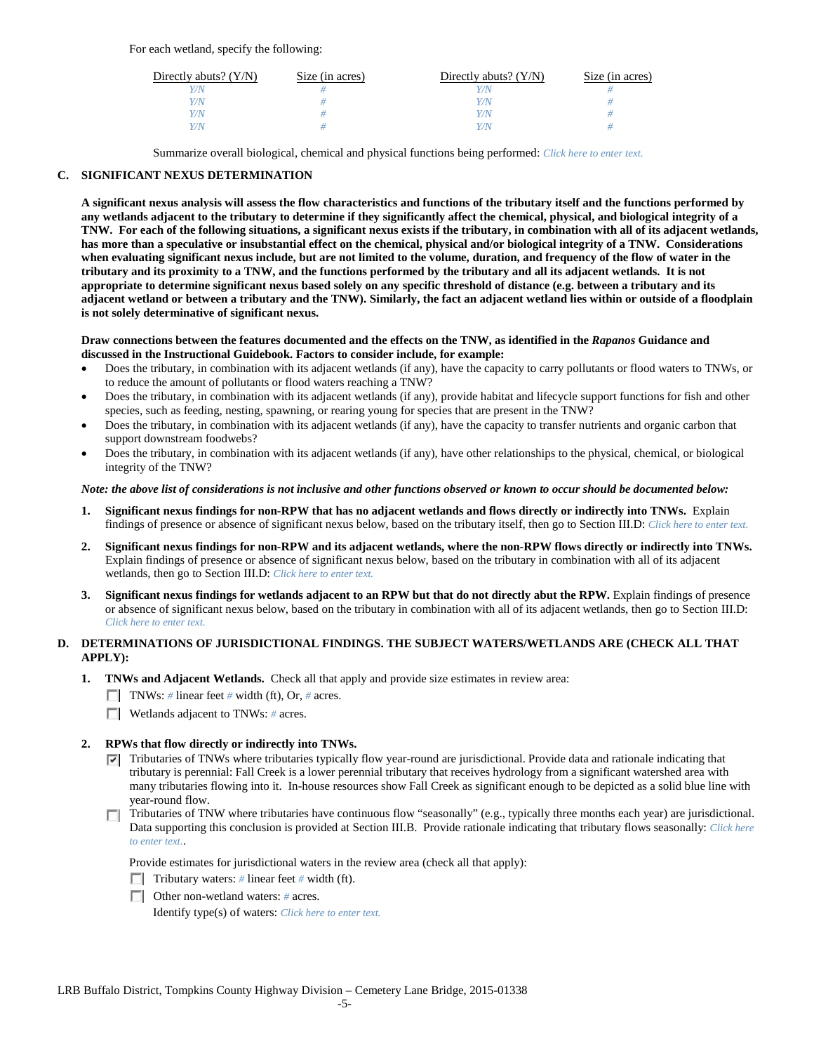For each wetland, specify the following:

| Directly abuts? (Y/N) | Size (in acres) | Directly abuts? (Y/N) | Size (in acres) |
|---|---|---|---|
| *Y/N* | *#* | *Y/N* | *#* |
| *Y/N* | *#* | *Y/N* | *#* |
| *Y/N* | *#* | *Y/N* | *#* |
| *Y/N* | *#* | *Y/N* | *#* |

Summarize overall biological, chemical and physical functions being performed: *Click here to enter text.*

## C. SIGNIFICANT NEXUS DETERMINATION

**A significant nexus analysis will assess the flow characteristics and functions of the tributary itself and the functions performed by any wetlands adjacent to the tributary to determine if they significantly affect the chemical, physical, and biological integrity of a TNW. For each of the following situations, a significant nexus exists if the tributary, in combination with all of its adjacent wetlands, has more than a speculative or insubstantial effect on the chemical, physical and/or biological integrity of a TNW. Considerations when evaluating significant nexus include, but are not limited to the volume, duration, and frequency of the flow of water in the tributary and its proximity to a TNW, and the functions performed by the tributary and all its adjacent wetlands. It is not appropriate to determine significant nexus based solely on any specific threshold of distance (e.g. between a tributary and its adjacent wetland or between a tributary and the TNW). Similarly, the fact an adjacent wetland lies within or outside of a floodplain is not solely determinative of significant nexus.**

**Draw connections between the features documented and the effects on the TNW, as identified in the *Rapanos* Guidance and discussed in the Instructional Guidebook. Factors to consider include, for example:**

- Does the tributary, in combination with its adjacent wetlands (if any), have the capacity to carry pollutants or flood waters to TNWs, or to reduce the amount of pollutants or flood waters reaching a TNW?
- Does the tributary, in combination with its adjacent wetlands (if any), provide habitat and lifecycle support functions for fish and other species, such as feeding, nesting, spawning, or rearing young for species that are present in the TNW?
- Does the tributary, in combination with its adjacent wetlands (if any), have the capacity to transfer nutrients and organic carbon that support downstream foodwebs?
- Does the tributary, in combination with its adjacent wetlands (if any), have other relationships to the physical, chemical, or biological integrity of the TNW?

***Note: the above list of considerations is not inclusive and other functions observed or known to occur should be documented below:***

1. **Significant nexus findings for non-RPW that has no adjacent wetlands and flows directly or indirectly into TNWs.** Explain findings of presence or absence of significant nexus below, based on the tributary itself, then go to Section III.D: *Click here to enter text.*

2. **Significant nexus findings for non-RPW and its adjacent wetlands, where the non-RPW flows directly or indirectly into TNWs.** Explain findings of presence or absence of significant nexus below, based on the tributary in combination with all of its adjacent wetlands, then go to Section III.D: *Click here to enter text.*

3. **Significant nexus findings for wetlands adjacent to an RPW but that do not directly abut the RPW.** Explain findings of presence or absence of significant nexus below, based on the tributary in combination with all of its adjacent wetlands, then go to Section III.D: *Click here to enter text.*

## D. DETERMINATIONS OF JURISDICTIONAL FINDINGS. THE SUBJECT WATERS/WETLANDS ARE (CHECK ALL THAT APPLY):

1. **TNWs and Adjacent Wetlands.** Check all that apply and provide size estimates in review area:
   - ☐ TNWs: *#* linear feet *#* width (ft), Or, *#* acres.
   - ☐ Wetlands adjacent to TNWs: *#* acres.

2. **RPWs that flow directly or indirectly into TNWs.**
   - ☑ Tributaries of TNWs where tributaries typically flow year-round are jurisdictional. Provide data and rationale indicating that tributary is perennial: Fall Creek is a lower perennial tributary that receives hydrology from a significant watershed area with many tributaries flowing into it. In-house resources show Fall Creek as significant enough to be depicted as a solid blue line with year-round flow.
   - ☐ Tributaries of TNW where tributaries have continuous flow "seasonally" (e.g., typically three months each year) are jurisdictional. Data supporting this conclusion is provided at Section III.B. Provide rationale indicating that tributary flows seasonally: *Click here to enter text.*.

   Provide estimates for jurisdictional waters in the review area (check all that apply):
   - ☐ Tributary waters: *#* linear feet *#* width (ft).
   - ☐ Other non-wetland waters: *#* acres.
     Identify type(s) of waters: *Click here to enter text.*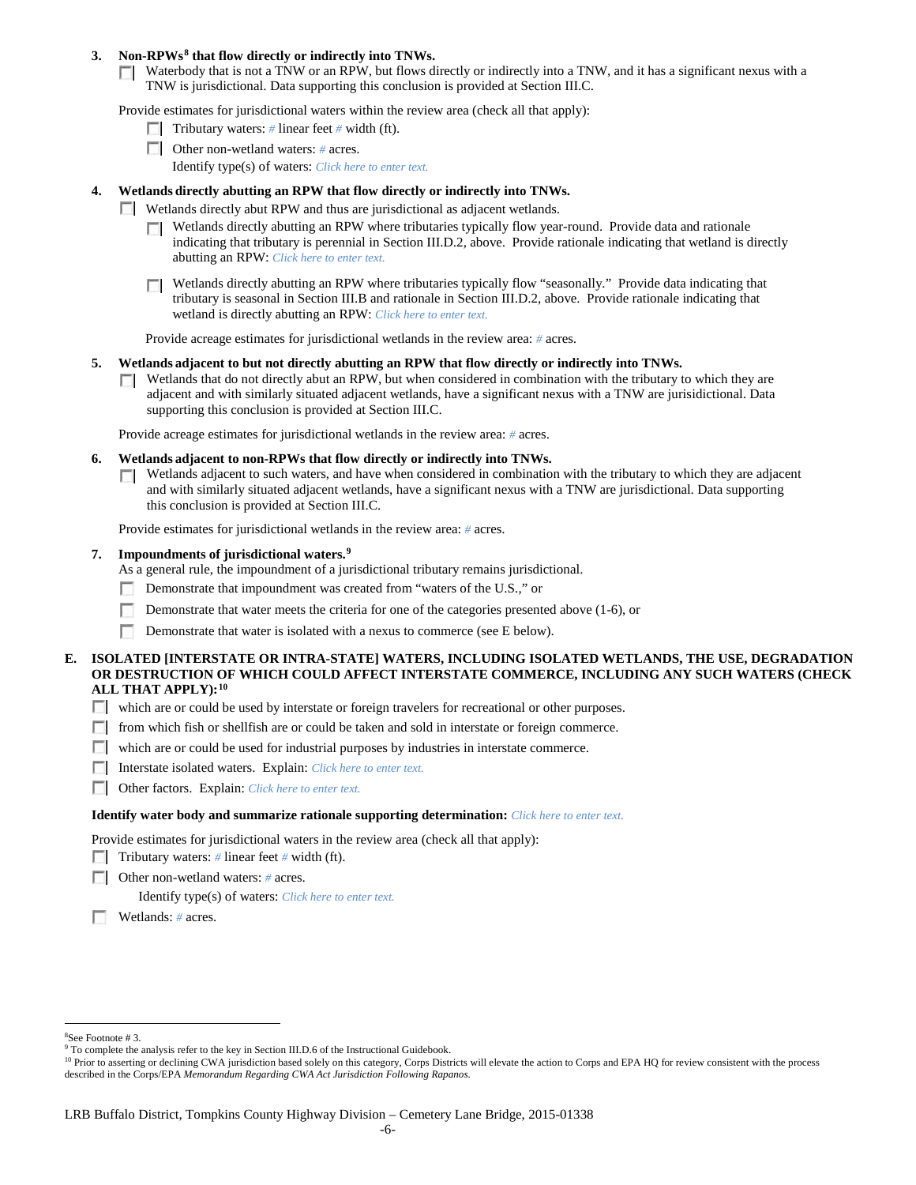3. **Non-RPWs[8] that flow directly or indirectly into TNWs.**

   ☐ Waterbody that is not a TNW or an RPW, but flows directly or indirectly into a TNW, and it has a significant nexus with a TNW is jurisdictional. Data supporting this conclusion is provided at Section III.C.

   Provide estimates for jurisdictional waters within the review area (check all that apply):

   ☐ Tributary waters: # linear feet # width (ft).

   ☐ Other non-wetland waters: # acres.

   Identify type(s) of waters: *Click here to enter text.*

4. **Wetlands directly abutting an RPW that flow directly or indirectly into TNWs.**

   ☐ Wetlands directly abut RPW and thus are jurisdictional as adjacent wetlands.

   ☐ Wetlands directly abutting an RPW where tributaries typically flow year-round. Provide data and rationale indicating that tributary is perennial in Section III.D.2, above. Provide rationale indicating that wetland is directly abutting an RPW: *Click here to enter text.*

   ☐ Wetlands directly abutting an RPW where tributaries typically flow "seasonally." Provide data indicating that tributary is seasonal in Section III.B and rationale in Section III.D.2, above. Provide rationale indicating that wetland is directly abutting an RPW: *Click here to enter text.*

   Provide acreage estimates for jurisdictional wetlands in the review area: # acres.

5. **Wetlands adjacent to but not directly abutting an RPW that flow directly or indirectly into TNWs.**

   ☐ Wetlands that do not directly abut an RPW, but when considered in combination with the tributary to which they are adjacent and with similarly situated adjacent wetlands, have a significant nexus with a TNW are jurisdictional. Data supporting this conclusion is provided at Section III.C.

   Provide acreage estimates for jurisdictional wetlands in the review area: # acres.

6. **Wetlands adjacent to non-RPWs that flow directly or indirectly into TNWs.**

   ☐ Wetlands adjacent to such waters, and have when considered in combination with the tributary to which they are adjacent and with similarly situated adjacent wetlands, have a significant nexus with a TNW are jurisdictional. Data supporting this conclusion is provided at Section III.C.

   Provide estimates for jurisdictional wetlands in the review area: # acres.

7. **Impoundments of jurisdictional waters.[9]**

   As a general rule, the impoundment of a jurisdictional tributary remains jurisdictional.

   ☐ Demonstrate that impoundment was created from "waters of the U.S.," or

   ☐ Demonstrate that water meets the criteria for one of the categories presented above (1-6), or

   ☐ Demonstrate that water is isolated with a nexus to commerce (see E below).

**E. ISOLATED [INTERSTATE OR INTRA-STATE] WATERS, INCLUDING ISOLATED WETLANDS, THE USE, DEGRADATION OR DESTRUCTION OF WHICH COULD AFFECT INTERSTATE COMMERCE, INCLUDING ANY SUCH WATERS (CHECK ALL THAT APPLY):[10]**

☐ which are or could be used by interstate or foreign travelers for recreational or other purposes.

☐ from which fish or shellfish are or could be taken and sold in interstate or foreign commerce.

☐ which are or could be used for industrial purposes by industries in interstate commerce.

☐ Interstate isolated waters. Explain: *Click here to enter text.*

☐ Other factors. Explain: *Click here to enter text.*

**Identify water body and summarize rationale supporting determination:** *Click here to enter text.*

Provide estimates for jurisdictional waters in the review area (check all that apply):

☐ Tributary waters: # linear feet # width (ft).

☐ Other non-wetland waters: # acres.

Identify type(s) of waters: *Click here to enter text.*

☐ Wetlands: # acres.

---

[8] See Footnote # 3.

[9] To complete the analysis refer to the key in Section III.D.6 of the Instructional Guidebook.

[10] Prior to asserting or declining CWA jurisdiction based solely on this category, Corps Districts will elevate the action to Corps and EPA HQ for review consistent with the process described in the Corps/EPA *Memorandum Regarding CWA Act Jurisdiction Following Rapanos.*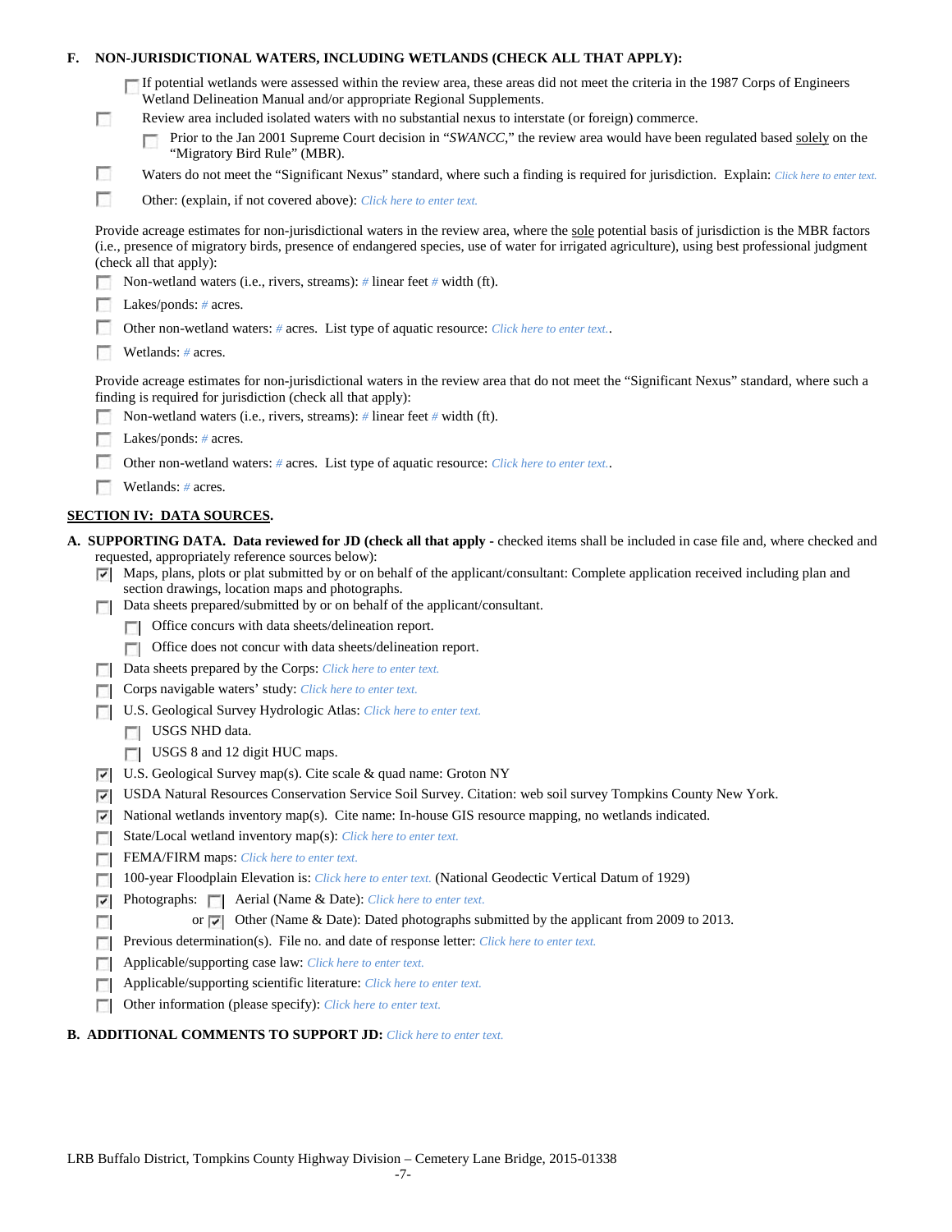**F. NON-JURISDICTIONAL WATERS, INCLUDING WETLANDS (CHECK ALL THAT APPLY):**

- ☐ If potential wetlands were assessed within the review area, these areas did not meet the criteria in the 1987 Corps of Engineers Wetland Delineation Manual and/or appropriate Regional Supplements.
- ☐ Review area included isolated waters with no substantial nexus to interstate (or foreign) commerce.
  - ☐ Prior to the Jan 2001 Supreme Court decision in "*SWANCC*," the review area would have been regulated based solely on the "Migratory Bird Rule" (MBR).
- ☐ Waters do not meet the "Significant Nexus" standard, where such a finding is required for jurisdiction. Explain: *Click here to enter text.*
- ☐ Other: (explain, if not covered above): *Click here to enter text.*

Provide acreage estimates for non-jurisdictional waters in the review area, where the sole potential basis of jurisdiction is the MBR factors (i.e., presence of migratory birds, presence of endangered species, use of water for irrigated agriculture), using best professional judgment (check all that apply):

- ☐ Non-wetland waters (i.e., rivers, streams): *#* linear feet *#* width (ft).
- ☐ Lakes/ponds: *#* acres.
- ☐ Other non-wetland waters: *#* acres. List type of aquatic resource: *Click here to enter text.*.
- ☐ Wetlands: *#* acres.

Provide acreage estimates for non-jurisdictional waters in the review area that do not meet the "Significant Nexus" standard, where such a finding is required for jurisdiction (check all that apply):

- ☐ Non-wetland waters (i.e., rivers, streams): *#* linear feet *#* width (ft).
- ☐ Lakes/ponds: *#* acres.
- ☐ Other non-wetland waters: *#* acres. List type of aquatic resource: *Click here to enter text.*.
- ☐ Wetlands: *#* acres.

## SECTION IV: DATA SOURCES.

**A. SUPPORTING DATA. Data reviewed for JD (check all that apply** - checked items shall be included in case file and, where checked and requested, appropriately reference sources below):

- ☑ Maps, plans, plots or plat submitted by or on behalf of the applicant/consultant: Complete application received including plan and section drawings, location maps and photographs.
- ☐ Data sheets prepared/submitted by or on behalf of the applicant/consultant.
  - ☐ Office concurs with data sheets/delineation report.
  - ☐ Office does not concur with data sheets/delineation report.
- ☐ Data sheets prepared by the Corps: *Click here to enter text.*
- ☐ Corps navigable waters' study: *Click here to enter text.*
- ☐ U.S. Geological Survey Hydrologic Atlas: *Click here to enter text.*
  - ☐ USGS NHD data.
  - ☐ USGS 8 and 12 digit HUC maps.
- ☑ U.S. Geological Survey map(s). Cite scale & quad name: Groton NY
- ☑ USDA Natural Resources Conservation Service Soil Survey. Citation: web soil survey Tompkins County New York.
- ☑ National wetlands inventory map(s). Cite name: In-house GIS resource mapping, no wetlands indicated.
- ☐ State/Local wetland inventory map(s): *Click here to enter text.*
- ☐ FEMA/FIRM maps: *Click here to enter text.*
- ☐ 100-year Floodplain Elevation is: *Click here to enter text.* (National Geodectic Vertical Datum of 1929)
- ☑ Photographs: ☐ Aerial (Name & Date): *Click here to enter text.*
- ☐ or ☑ Other (Name & Date): Dated photographs submitted by the applicant from 2009 to 2013.
- ☐ Previous determination(s). File no. and date of response letter: *Click here to enter text.*
- ☐ Applicable/supporting case law: *Click here to enter text.*
- ☐ Applicable/supporting scientific literature: *Click here to enter text.*
- ☐ Other information (please specify): *Click here to enter text.*

**B. ADDITIONAL COMMENTS TO SUPPORT JD:** *Click here to enter text.*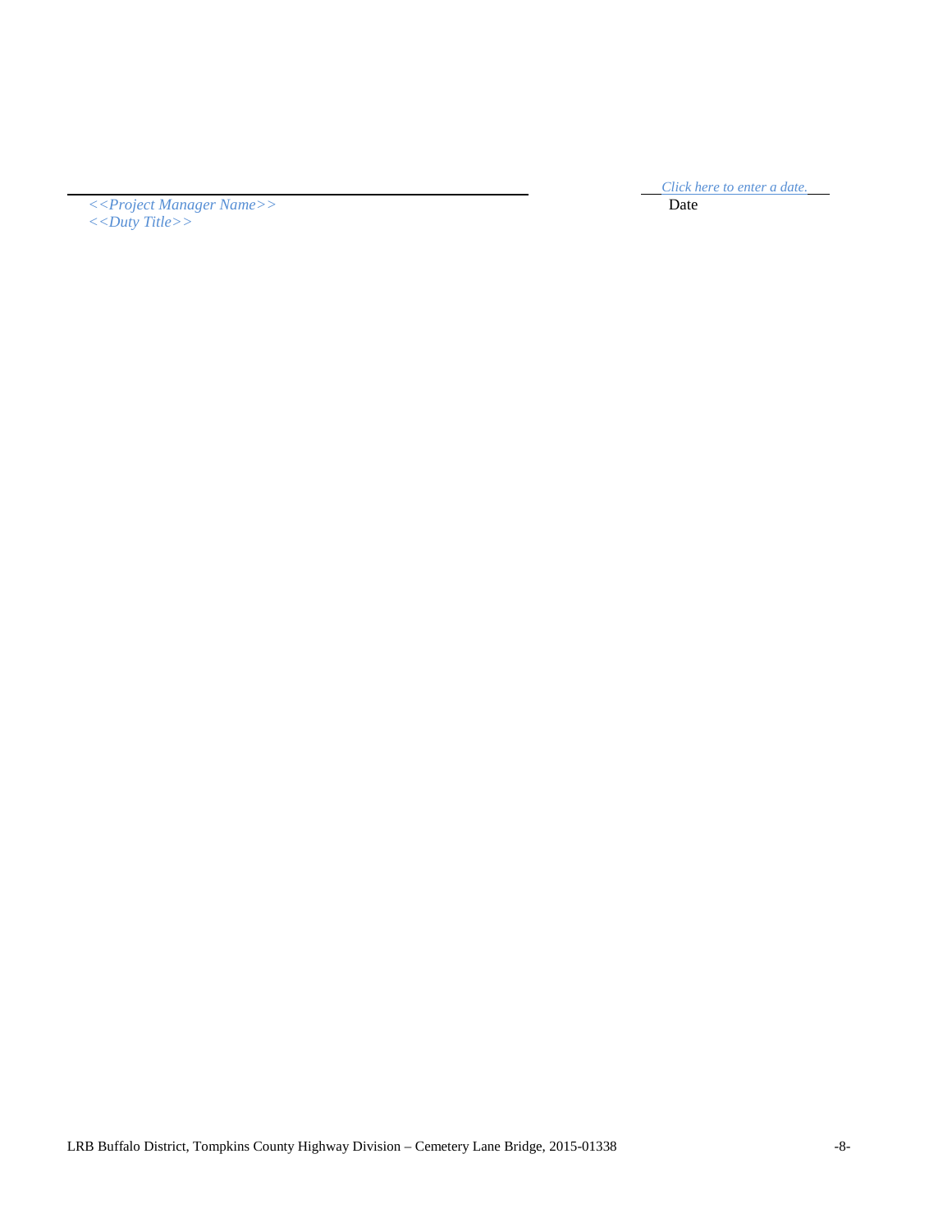\_\_\_\_\_\_\_\_\_\_\_\_\_\_\_\_\_\_\_\_\_\_\_\_\_\_\_\_\_\_\_\_\_\_\_\_\_\_\_\_\_\_\_\_\_\_\_\_\_\_\_\_

*<<Project Manager Name>>*
*<<Duty Title>>*

*Click here to enter a date.*
Date